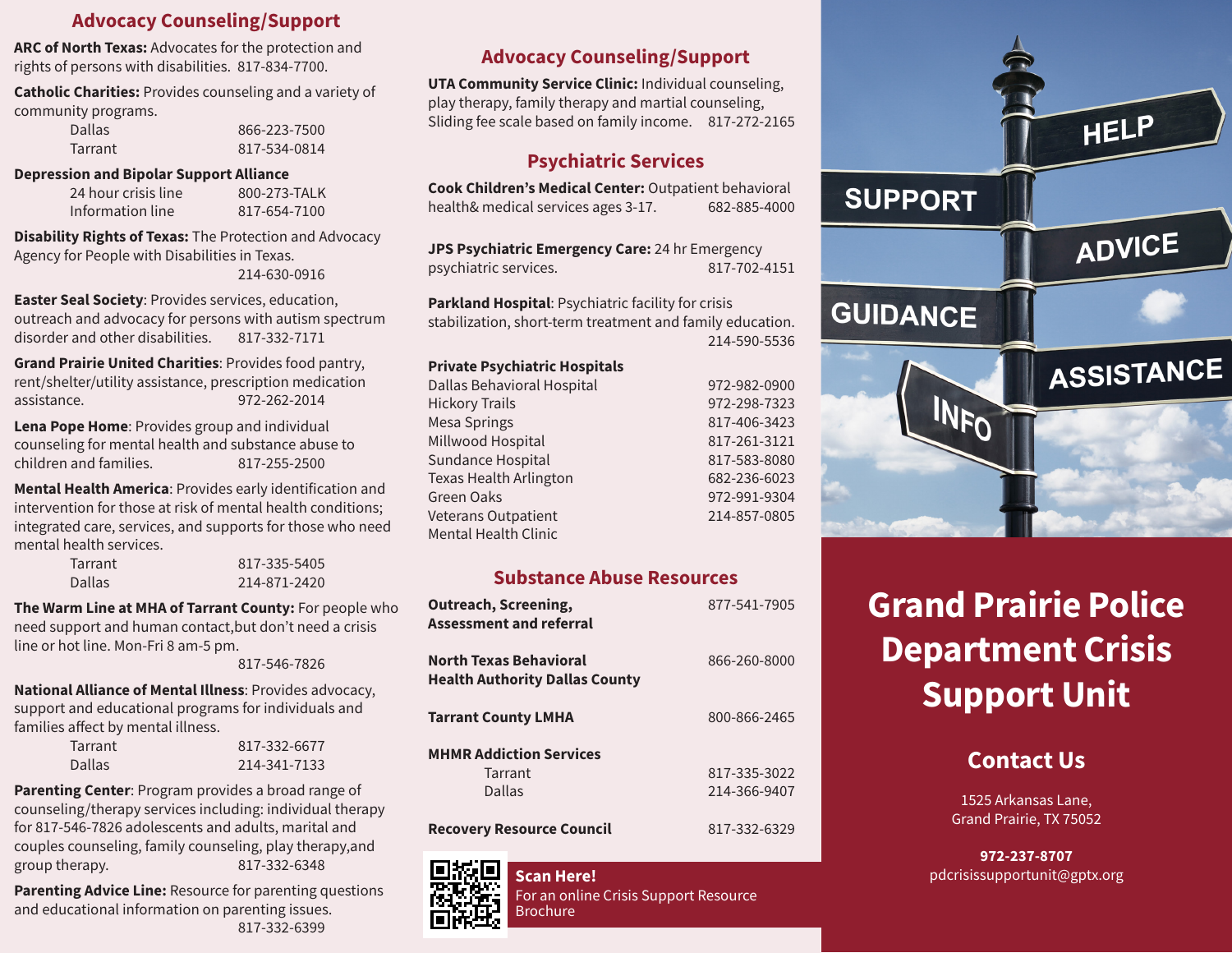## Advocacy Counseling/Support

**ARC of North Texas:** Advocates for the protection and rights of persons with disabilities. 817-834-7700.

**Catholic Charities:** Provides counseling and a variety of community programs.

| | |
|---|---|
| Dallas | 866-223-7500 |
| Tarrant | 817-534-0814 |

**Depression and Bipolar Support Alliance**

| | |
|---|---|
| 24 hour crisis line | 800-273-TALK |
| Information line | 817-654-7100 |

**Disability Rights of Texas:** The Protection and Advocacy Agency for People with Disabilities in Texas. 214-630-0916

**Easter Seal Society**: Provides services, education, outreach and advocacy for persons with autism spectrum disorder and other disabilities. 817-332-7171

**Grand Prairie United Charities**: Provides food pantry, rent/shelter/utility assistance, prescription medication assistance. 972-262-2014

**Lena Pope Home**: Provides group and individual counseling for mental health and substance abuse to children and families. 817-255-2500

**Mental Health America**: Provides early identification and intervention for those at risk of mental health conditions; integrated care, services, and supports for those who need mental health services.

| | |
|---|---|
| Tarrant | 817-335-5405 |
| Dallas | 214-871-2420 |

**The Warm Line at MHA of Tarrant County:** For people who need support and human contact,but don't need a crisis line or hot line. Mon-Fri 8 am-5 pm. 817-546-7826

**National Alliance of Mental Illness**: Provides advocacy, support and educational programs for individuals and families affect by mental illness.

| | |
|---|---|
| Tarrant | 817-332-6677 |
| Dallas | 214-341-7133 |

**Parenting Center**: Program provides a broad range of counseling/therapy services including: individual therapy for 817-546-7826 adolescents and adults, marital and couples counseling, family counseling, play therapy,and group therapy. 817-332-6348

**Parenting Advice Line:** Resource for parenting questions and educational information on parenting issues. 817-332-6399

## Advocacy Counseling/Support

**UTA Community Service Clinic:** Individual counseling, play therapy, family therapy and martial counseling, Sliding fee scale based on family income. 817-272-2165

## Psychiatric Services

**Cook Children's Medical Center:** Outpatient behavioral health& medical services ages 3-17. 682-885-4000

**JPS Psychiatric Emergency Care:** 24 hr Emergency psychiatric services. 817-702-4151

**Parkland Hospital**: Psychiatric facility for crisis stabilization, short-term treatment and family education. 214-590-5536

**Private Psychiatric Hospitals**

| | |
|---|---|
| Dallas Behavioral Hospital | 972-982-0900 |
| Hickory Trails | 972-298-7323 |
| Mesa Springs | 817-406-3423 |
| Millwood Hospital | 817-261-3121 |
| Sundance Hospital | 817-583-8080 |
| Texas Health Arlington | 682-236-6023 |
| Green Oaks | 972-991-9304 |
| Veterans Outpatient Mental Health Clinic | 214-857-0805 |

## Substance Abuse Resources

| | |
|---|---|
| **Outreach, Screening, Assessment and referral** | 877-541-7905 |
| **North Texas Behavioral Health Authority Dallas County** | 866-260-8000 |
| **Tarrant County LMHA** | 800-866-2465 |
| **MHMR Addiction Services** | |
| Tarrant | 817-335-3022 |
| Dallas | 214-366-9407 |
| **Recovery Resource Council** | 817-332-6329 |

**Scan Here!**
For an online Crisis Support Resource Brochure

HELP · SUPPORT · ADVICE · GUIDANCE · ASSISTANCE · INFO

# Grand Prairie Police Department Crisis Support Unit

## Contact Us

1525 Arkansas Lane,
Grand Prairie, TX 75052

**972-237-8707**
pdcrisissupportunit@gptx.org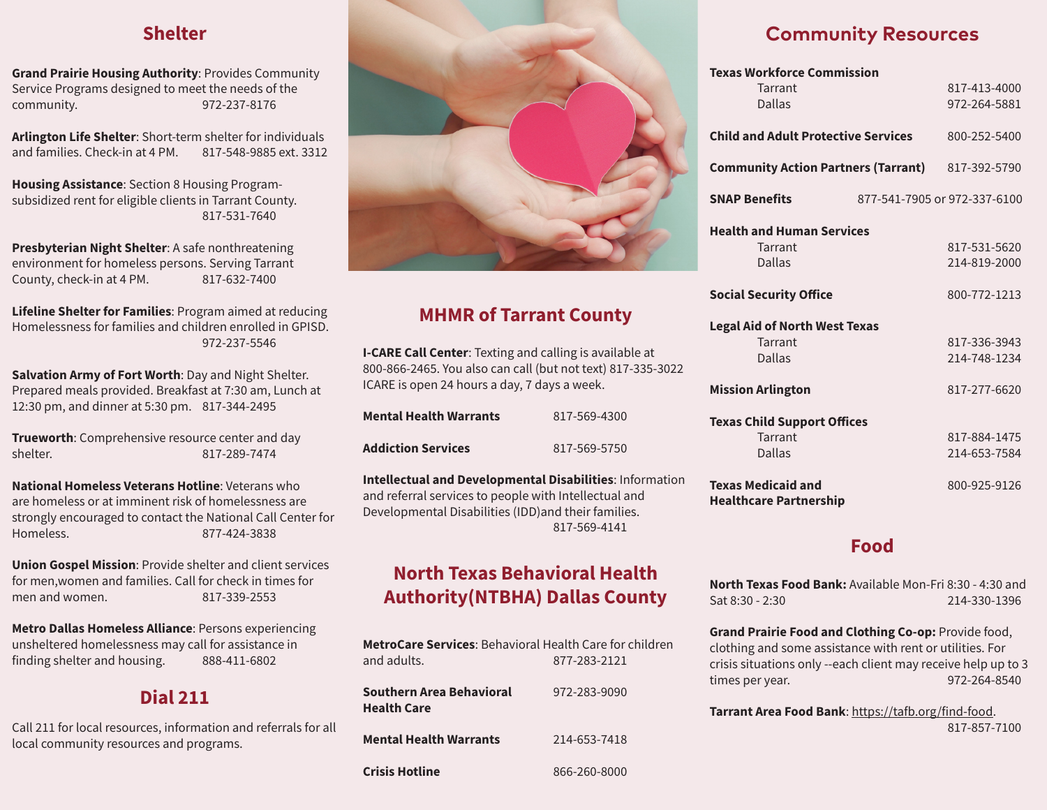## Shelter

**Grand Prairie Housing Authority**: Provides Community Service Programs designed to meet the needs of the community. 972-237-8176

**Arlington Life Shelter**: Short-term shelter for individuals and families. Check-in at 4 PM. 817-548-9885 ext. 3312

**Housing Assistance**: Section 8 Housing Program-subsidized rent for eligible clients in Tarrant County. 817-531-7640

**Presbyterian Night Shelter**: A safe nonthreatening environment for homeless persons. Serving Tarrant County, check-in at 4 PM. 817-632-7400

**Lifeline Shelter for Families**: Program aimed at reducing Homelessness for families and children enrolled in GPISD. 972-237-5546

**Salvation Army of Fort Worth**: Day and Night Shelter. Prepared meals provided. Breakfast at 7:30 am, Lunch at 12:30 pm, and dinner at 5:30 pm. 817-344-2495

**Trueworth**: Comprehensive resource center and day shelter. 817-289-7474

**National Homeless Veterans Hotline**: Veterans who are homeless or at imminent risk of homelessness are strongly encouraged to contact the National Call Center for Homeless. 877-424-3838

**Union Gospel Mission**: Provide shelter and client services for men,women and families. Call for check in times for men and women. 817-339-2553

**Metro Dallas Homeless Alliance**: Persons experiencing unsheltered homelessness may call for assistance in finding shelter and housing. 888-411-6802

## Dial 211

Call 211 for local resources, information and referrals for all local community resources and programs.

## MHMR of Tarrant County

**I-CARE Call Center**: Texting and calling is available at 800-866-2465. You also can call (but not text) 817-335-3022 ICARE is open 24 hours a day, 7 days a week.

**Mental Health Warrants** 817-569-4300

**Addiction Services** 817-569-5750

**Intellectual and Developmental Disabilities**: Information and referral services to people with Intellectual and Developmental Disabilities (IDD)and their families. 817-569-4141

## North Texas Behavioral Health Authority(NTBHA) Dallas County

**MetroCare Services**: Behavioral Health Care for children and adults. 877-283-2121

**Southern Area Behavioral Health Care** 972-283-9090

**Mental Health Warrants** 214-653-7418

**Crisis Hotline** 866-260-8000

## Community Resources

**Texas Workforce Commission**
- Tarrant 817-413-4000
- Dallas 972-264-5881

**Child and Adult Protective Services** 800-252-5400

**Community Action Partners (Tarrant)** 817-392-5790

**SNAP Benefits** 877-541-7905 or 972-337-6100

**Health and Human Services**
- Tarrant 817-531-5620
- Dallas 214-819-2000

**Social Security Office** 800-772-1213

**Legal Aid of North West Texas**
- Tarrant 817-336-3943
- Dallas 214-748-1234

**Mission Arlington** 817-277-6620

**Texas Child Support Offices**
- Tarrant 817-884-1475
- Dallas 214-653-7584

**Texas Medicaid and Healthcare Partnership** 800-925-9126

## Food

**North Texas Food Bank:** Available Mon-Fri 8:30 - 4:30 and Sat 8:30 - 2:30 214-330-1396

**Grand Prairie Food and Clothing Co-op:** Provide food, clothing and some assistance with rent or utilities. For crisis situations only --each client may receive help up to 3 times per year. 972-264-8540

**Tarrant Area Food Bank**: https://tafb.org/find-food. 817-857-7100